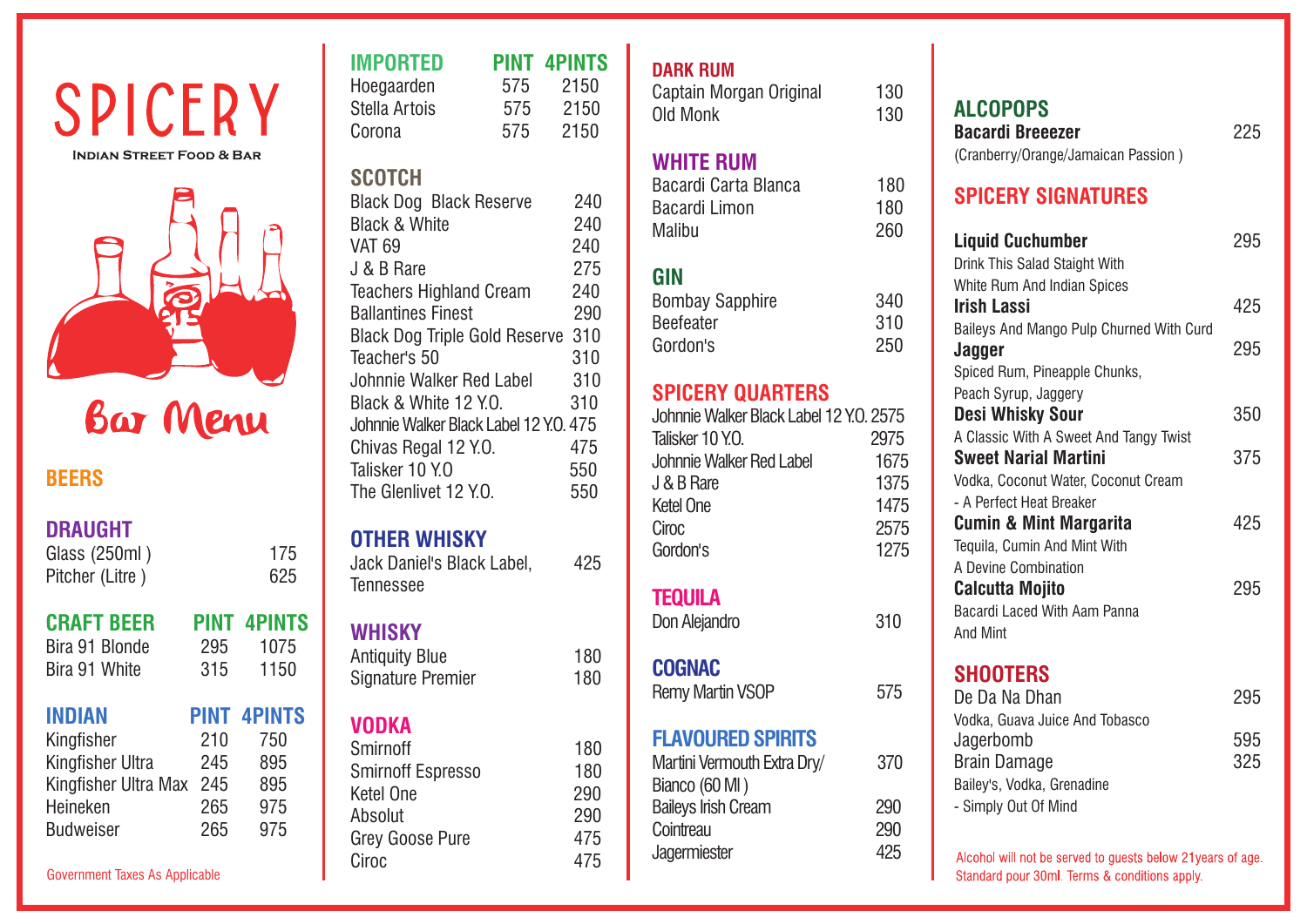# SPICERY

INDIAN STREET FOOD & BAR

Bar Menu

## BEERS

### DRAUGHT

| | |
|---|---|
| Glass (250ml ) | 175 |
| Pitcher (Litre ) | 625 |

### CRAFT BEER

| CRAFT BEER | PINT | 4PINTS |
|---|---|---|
| Bira 91 Blonde | 295 | 1075 |
| Bira 91 White | 315 | 1150 |

### INDIAN

| INDIAN | PINT | 4PINTS |
|---|---|---|
| Kingfisher | 210 | 750 |
| Kingfisher Ultra | 245 | 895 |
| Kingfisher Ultra Max | 245 | 895 |
| Heineken | 265 | 975 |
| Budweiser | 265 | 975 |

Government Taxes As Applicable

### IMPORTED

| IMPORTED | PINT | 4PINTS |
|---|---|---|
| Hoegaarden | 575 | 2150 |
| Stella Artois | 575 | 2150 |
| Corona | 575 | 2150 |

### SCOTCH

| | |
|---|---|
| Black Dog Black Reserve | 240 |
| Black & White | 240 |
| VAT 69 | 240 |
| J & B Rare | 275 |
| Teachers Highland Cream | 240 |
| Ballantines Finest | 290 |
| Black Dog Triple Gold Reserve | 310 |
| Teacher's 50 | 310 |
| Johnnie Walker Red Label | 310 |
| Black & White 12 Y.O. | 310 |
| Johnnie Walker Black Label 12 Y.O. | 475 |
| Chivas Regal 12 Y.O. | 475 |
| Talisker 10 Y.O | 550 |
| The Glenlivet 12 Y.O. | 550 |

### OTHER WHISKY

| | |
|---|---|
| Jack Daniel's Black Label, Tennessee | 425 |

### WHISKY

| | |
|---|---|
| Antiquity Blue | 180 |
| Signature Premier | 180 |

### VODKA

| | |
|---|---|
| Smirnoff | 180 |
| Smirnoff Espresso | 180 |
| Ketel One | 290 |
| Absolut | 290 |
| Grey Goose Pure | 475 |
| Ciroc | 475 |

### DARK RUM

| | |
|---|---|
| Captain Morgan Original | 130 |
| Old Monk | 130 |

### WHITE RUM

| | |
|---|---|
| Bacardi Carta Blanca | 180 |
| Bacardi Limon | 180 |
| Malibu | 260 |

### GIN

| | |
|---|---|
| Bombay Sapphire | 340 |
| Beefeater | 310 |
| Gordon's | 250 |

### SPICERY QUARTERS

| | |
|---|---|
| Johnnie Walker Black Label 12 Y.O. | 2575 |
| Talisker 10 Y.O. | 2975 |
| Johnnie Walker Red Label | 1675 |
| J & B Rare | 1375 |
| Ketel One | 1475 |
| Ciroc | 2575 |
| Gordon's | 1275 |

### TEQUILA

| | |
|---|---|
| Don Alejandro | 310 |

### COGNAC

| | |
|---|---|
| Remy Martin VSOP | 575 |

### FLAVOURED SPIRITS

| | |
|---|---|
| Martini Vermouth Extra Dry/ Bianco (60 Ml ) | 370 |
| Baileys Irish Cream | 290 |
| Cointreau | 290 |
| Jagermiester | 425 |

### ALCOPOPS

**Bacardi Breeezer** 225
(Cranberry/Orange/Jamaican Passion )

### SPICERY SIGNATURES

**Liquid Cuchumber** 295
Drink This Salad Staight With White Rum And Indian Spices

**Irish Lassi** 425
Baileys And Mango Pulp Churned With Curd

**Jagger** 295
Spiced Rum, Pineapple Chunks, Peach Syrup, Jaggery

**Desi Whisky Sour** 350
A Classic With A Sweet And Tangy Twist

**Sweet Narial Martini** 375
Vodka, Coconut Water, Coconut Cream - A Perfect Heat Breaker

**Cumin & Mint Margarita** 425
Tequila, Cumin And Mint With A Devine Combination

**Calcutta Mojito** 295
Bacardi Laced With Aam Panna And Mint

### SHOOTERS

De Da Na Dhan 295
Vodka, Guava Juice And Tobasco

Jagerbomb 595

Brain Damage 325
Bailey's, Vodka, Grenadine - Simply Out Of Mind

Alcohol will not be served to guests below 21years of age. Standard pour 30ml. Terms & conditions apply.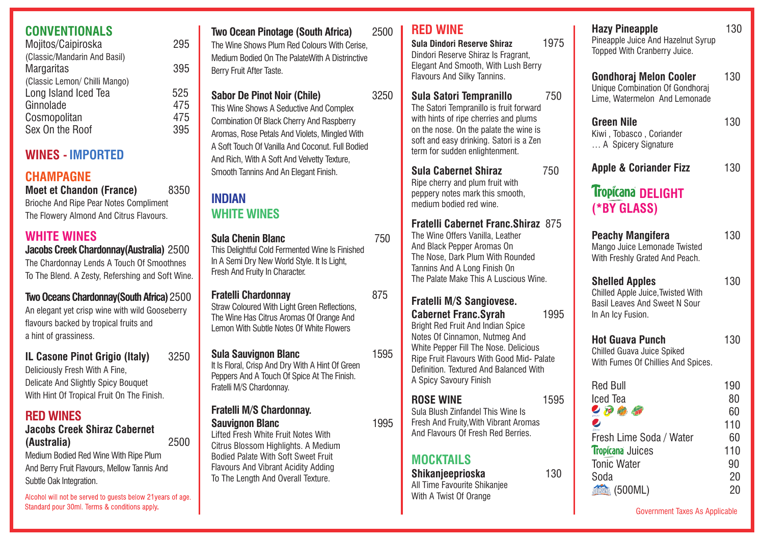## CONVENTIONALS

| | |
|---|---|
| Mojitos/Caipiroska (Classic/Mandarin And Basil) | 295 |
| Margaritas (Classic Lemon/ Chilli Mango) | 395 |
| Long Island Iced Tea | 525 |
| Ginnolade | 475 |
| Cosmopolitan | 475 |
| Sex On the Roof | 395 |

## WINES - IMPORTED

### CHAMPAGNE

**Moet et Chandon (France)** 8350
Brioche And Ripe Pear Notes Compliment The Flowery Almond And Citrus Flavours.

### WHITE WINES

**Jacobs Creek Chardonnay(Australia)** 2500
The Chardonnay Lends A Touch Of Smoothnes To The Blend. A Zesty, Refershing and Soft Wine.

**Two Oceans Chardonnay(South Africa)** 2500
An elegant yet crisp wine with wild Gooseberry flavours backed by tropical fruits and a hint of grassiness.

**IL Casone Pinot Grigio (Italy)** 3250
Deliciously Fresh With A Fine, Delicate And Slightly Spicy Bouquet With Hint Of Tropical Fruit On The Finish.

### RED WINES

**Jacobs Creek Shiraz Cabernet (Australia)** 2500
Medium Bodied Red Wine With Ripe Plum And Berry Fruit Flavours, Mellow Tannis And Subtle Oak Integration.

Alcohol will not be served to guests below 21years of age. Standard pour 30ml. Terms & conditions apply.

**Two Ocean Pinotage (South Africa)** 2500
The Wine Shows Plum Red Colours With Cerise, Medium Bodied On The PalateWith A Distrinctive Berry Fruit After Taste.

**Sabor De Pinot Noir (Chile)** 3250
This Wine Shows A Seductive And Complex Combination Of Black Cherry And Raspberry Aromas, Rose Petals And Violets, Mingled With A Soft Touch Of Vanilla And Coconut. Full Bodied And Rich, With A Soft And Velvetty Texture, Smooth Tannins And An Elegant Finish.

## INDIAN

### WHITE WINES

**Sula Chenin Blanc** 750
This Delightful Cold Fermented Wine Is Finished In A Semi Dry New World Style. It Is Light, Fresh And Fruity In Character.

**Fratelli Chardonnay** 875
Straw Coloured With Light Green Reflections, The Wine Has Citrus Aromas Of Orange And Lemon With Subtle Notes Of White Flowers

**Sula Sauvignon Blanc** 1595
It Is Floral, Crisp And Dry With A Hint Of Green Peppers And A Touch Of Spice At The Finish. Fratelli M/S Chardonnay.

**Fratelli M/S Chardonnay. Sauvignon Blanc** 1995
Lifted Fresh White Fruit Notes With Citrus Blossom Highlights. A Medium Bodied Palate With Soft Sweet Fruit Flavours And Vibrant Acidity Adding To The Length And Overall Texture.

### RED WINE

**Sula Dindori Reserve Shiraz** 1975
Dindori Reserve Shiraz Is Fragrant, Elegant And Smooth, With Lush Berry Flavours And Silky Tannins.

**Sula Satori Tempranillo** 750
The Satori Tempranillo is fruit forward with hints of ripe cherries and plums on the nose. On the palate the wine is soft and easy drinking. Satori is a Zen term for sudden enlightenment.

**Sula Cabernet Shiraz** 750
Ripe cherry and plum fruit with peppery notes mark this smooth, medium bodied red wine.

**Fratelli Cabernet Franc.Shiraz** 875
The Wine Offers Vanilla, Leather And Black Pepper Aromas On The Nose, Dark Plum With Rounded Tannins And A Long Finish On The Palate Make This A Luscious Wine.

**Fratelli M/S Sangiovese. Cabernet Franc.Syrah** 1995
Bright Red Fruit And Indian Spice Notes Of Cinnamon, Nutmeg And White Pepper Fill The Nose. Delicious Ripe Fruit Flavours With Good Mid- Palate Definition. Textured And Balanced With A Spicy Savoury Finish

**ROSE WINE** 1595
Sula Blush Zinfandel This Wine Is Fresh And Fruity,With Vibrant Aromas And Flavours Of Fresh Red Berries.

## MOCKTAILS

**Shikanjeeprioska** 130
All Time Favourite Shikanjee With A Twist Of Orange

**Hazy Pineapple** 130
Pineapple Juice And Hazelnut Syrup Topped With Cranberry Juice.

**Gondhoraj Melon Cooler** 130
Unique Combination Of Gondhoraj Lime, Watermelon And Lemonade

**Green Nile** 130
Kiwi , Tobasco , Coriander … A Spicery Signature

**Apple & Coriander Fizz** 130

## Tropicana DELIGHT (*BY GLASS)

**Peachy Mangifera** 130
Mango Juice And Lemonade Twisted With Freshly Grated And Peach.

**Shelled Apples** 130
Chilled Apple Juice,Twisted With Basil Leaves And Sweet N Sour In An Icy Fusion.

**Hot Guava Punch** 130
Chilled Guava Juice Spiked With Fumes Of Chillies And Spices.

| | |
|---|---|
| Red Bull | 190 |
| Iced Tea | 80 |
| Pepsi / 7Up / Mirinda / Mountain Dew | 60 |
| Pepsi | 110 |
| Fresh Lime Soda / Water | 60 |
| Tropicana Juices | 110 |
| Tonic Water | 90 |
| Soda | 20 |
| Aquafina (500ML) | 20 |

Government Taxes As Applicable